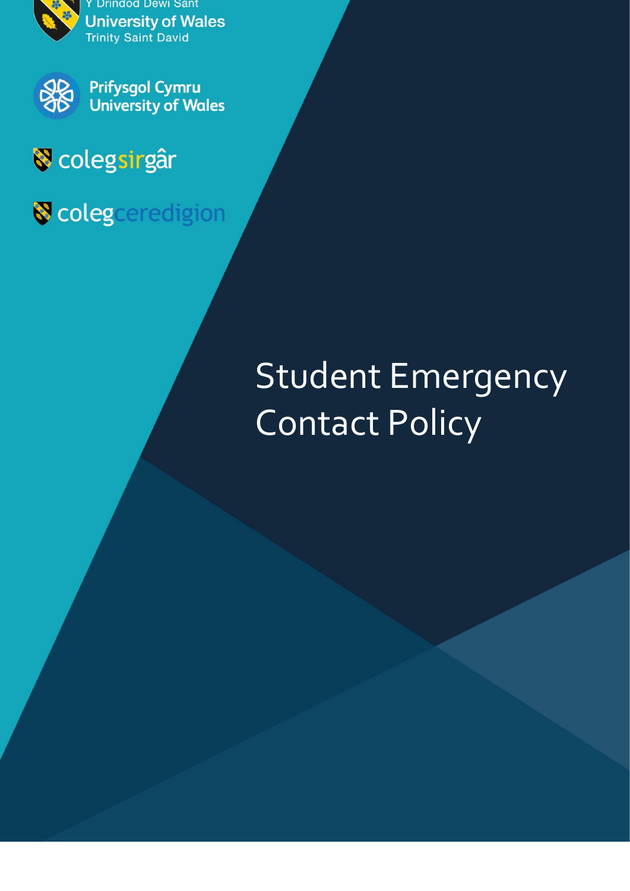Y Drindod Dewi Sant
University of Wales
Trinity Saint David

Prifysgol Cymru
University of Wales

colegsirgâr

colegceredigion

# Student Emergency Contact Policy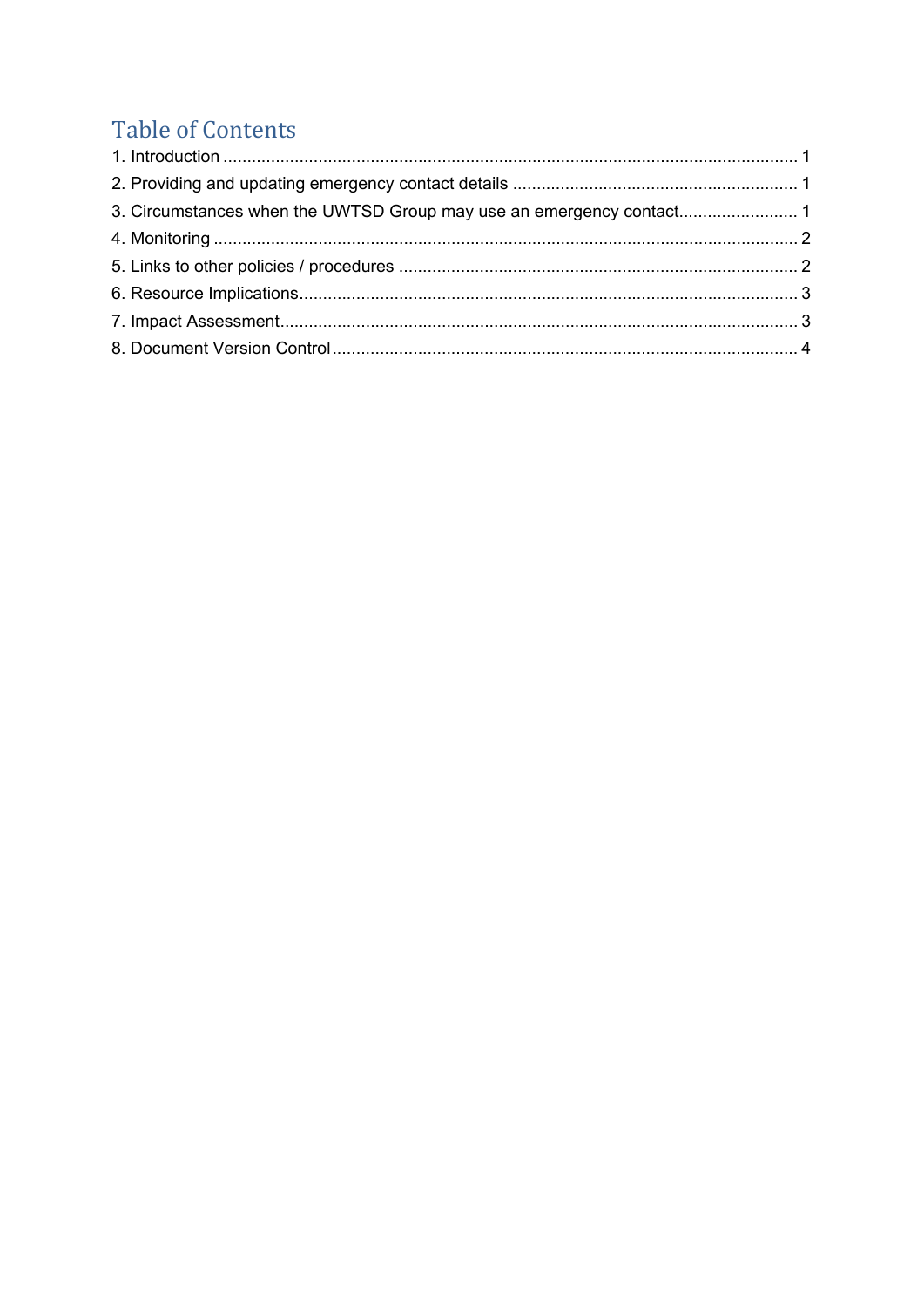# Table of Contents

1. Introduction ........................................................................................................................ 1
2. Providing and updating emergency contact details ............................................................ 1
3. Circumstances when the UWTSD Group may use an emergency contact......................... 1
4. Monitoring .......................................................................................................................... 2
5. Links to other policies / procedures .................................................................................... 2
6. Resource Implications......................................................................................................... 3
7. Impact Assessment............................................................................................................. 3
8. Document Version Control.................................................................................................. 4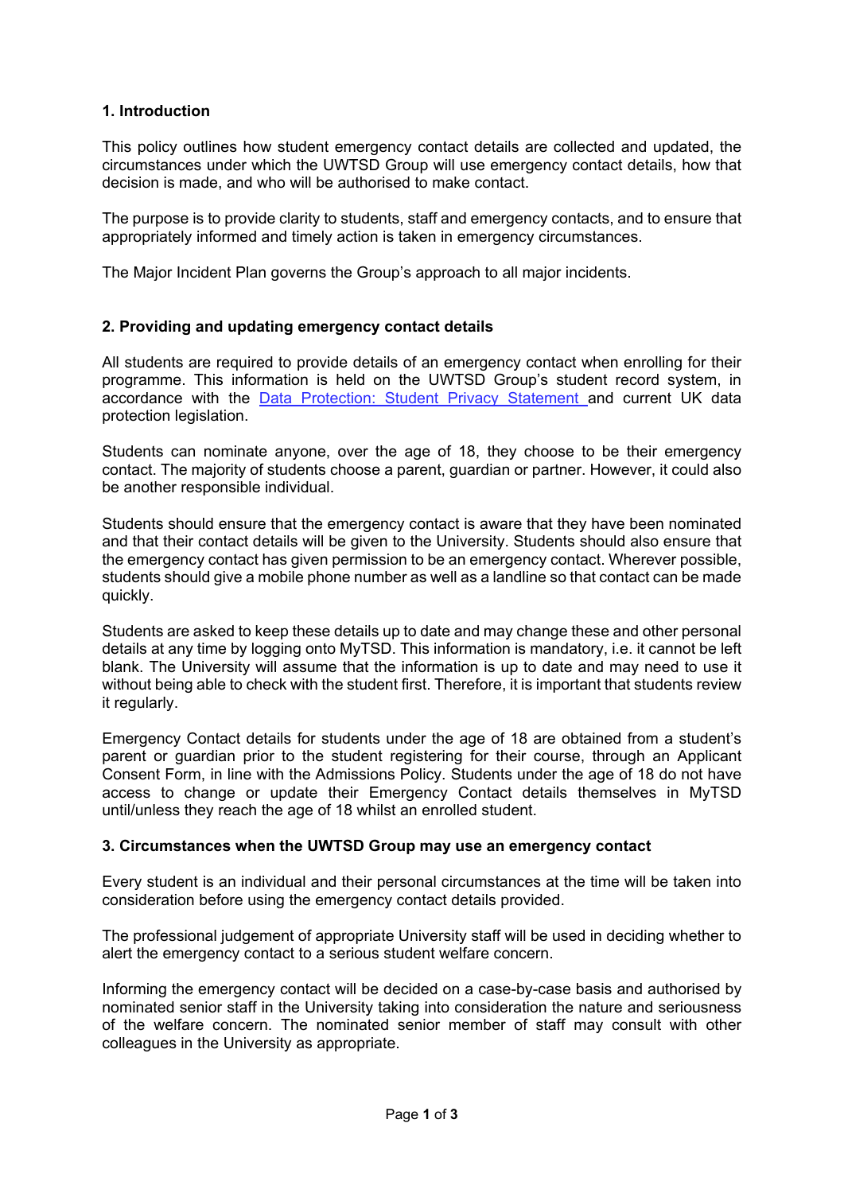## 1. Introduction

This policy outlines how student emergency contact details are collected and updated, the circumstances under which the UWTSD Group will use emergency contact details, how that decision is made, and who will be authorised to make contact.

The purpose is to provide clarity to students, staff and emergency contacts, and to ensure that appropriately informed and timely action is taken in emergency circumstances.

The Major Incident Plan governs the Group's approach to all major incidents.

## 2. Providing and updating emergency contact details

All students are required to provide details of an emergency contact when enrolling for their programme. This information is held on the UWTSD Group's student record system, in accordance with the [Data Protection: Student Privacy Statement](#) and current UK data protection legislation.

Students can nominate anyone, over the age of 18, they choose to be their emergency contact. The majority of students choose a parent, guardian or partner. However, it could also be another responsible individual.

Students should ensure that the emergency contact is aware that they have been nominated and that their contact details will be given to the University. Students should also ensure that the emergency contact has given permission to be an emergency contact. Wherever possible, students should give a mobile phone number as well as a landline so that contact can be made quickly.

Students are asked to keep these details up to date and may change these and other personal details at any time by logging onto MyTSD. This information is mandatory, i.e. it cannot be left blank. The University will assume that the information is up to date and may need to use it without being able to check with the student first. Therefore, it is important that students review it regularly.

Emergency Contact details for students under the age of 18 are obtained from a student's parent or guardian prior to the student registering for their course, through an Applicant Consent Form, in line with the Admissions Policy. Students under the age of 18 do not have access to change or update their Emergency Contact details themselves in MyTSD until/unless they reach the age of 18 whilst an enrolled student.

## 3. Circumstances when the UWTSD Group may use an emergency contact

Every student is an individual and their personal circumstances at the time will be taken into consideration before using the emergency contact details provided.

The professional judgement of appropriate University staff will be used in deciding whether to alert the emergency contact to a serious student welfare concern.

Informing the emergency contact will be decided on a case-by-case basis and authorised by nominated senior staff in the University taking into consideration the nature and seriousness of the welfare concern. The nominated senior member of staff may consult with other colleagues in the University as appropriate.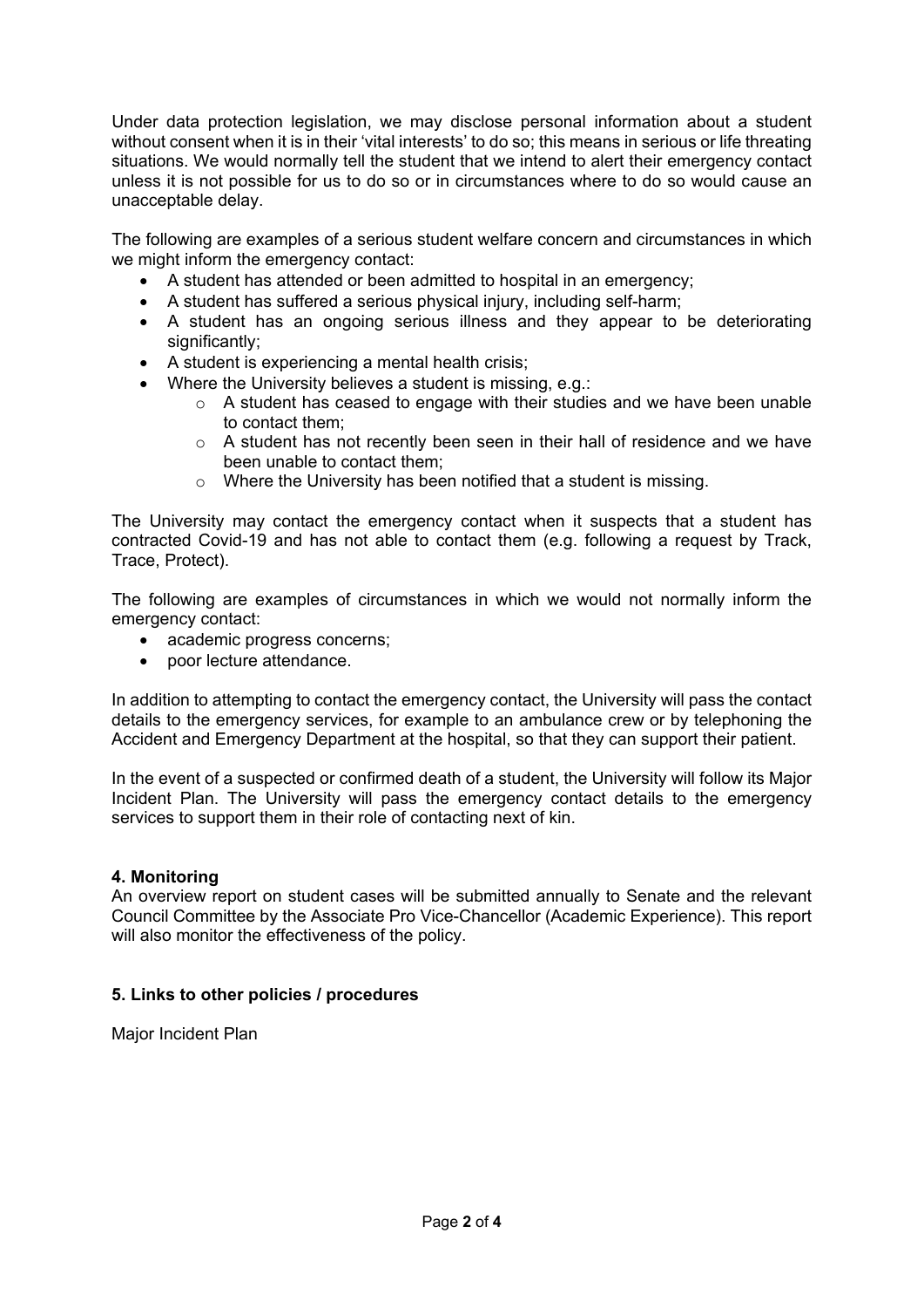Under data protection legislation, we may disclose personal information about a student without consent when it is in their 'vital interests' to do so; this means in serious or life threating situations. We would normally tell the student that we intend to alert their emergency contact unless it is not possible for us to do so or in circumstances where to do so would cause an unacceptable delay.

The following are examples of a serious student welfare concern and circumstances in which we might inform the emergency contact:

- A student has attended or been admitted to hospital in an emergency;
- A student has suffered a serious physical injury, including self-harm;
- A student has an ongoing serious illness and they appear to be deteriorating significantly;
- A student is experiencing a mental health crisis;
- Where the University believes a student is missing, e.g.:
    - A student has ceased to engage with their studies and we have been unable to contact them;
    - A student has not recently been seen in their hall of residence and we have been unable to contact them;
    - Where the University has been notified that a student is missing.

The University may contact the emergency contact when it suspects that a student has contracted Covid-19 and has not able to contact them (e.g. following a request by Track, Trace, Protect).

The following are examples of circumstances in which we would not normally inform the emergency contact:

- academic progress concerns;
- poor lecture attendance.

In addition to attempting to contact the emergency contact, the University will pass the contact details to the emergency services, for example to an ambulance crew or by telephoning the Accident and Emergency Department at the hospital, so that they can support their patient.

In the event of a suspected or confirmed death of a student, the University will follow its Major Incident Plan. The University will pass the emergency contact details to the emergency services to support them in their role of contacting next of kin.

## 4. Monitoring

An overview report on student cases will be submitted annually to Senate and the relevant Council Committee by the Associate Pro Vice-Chancellor (Academic Experience). This report will also monitor the effectiveness of the policy.

## 5. Links to other policies / procedures

Major Incident Plan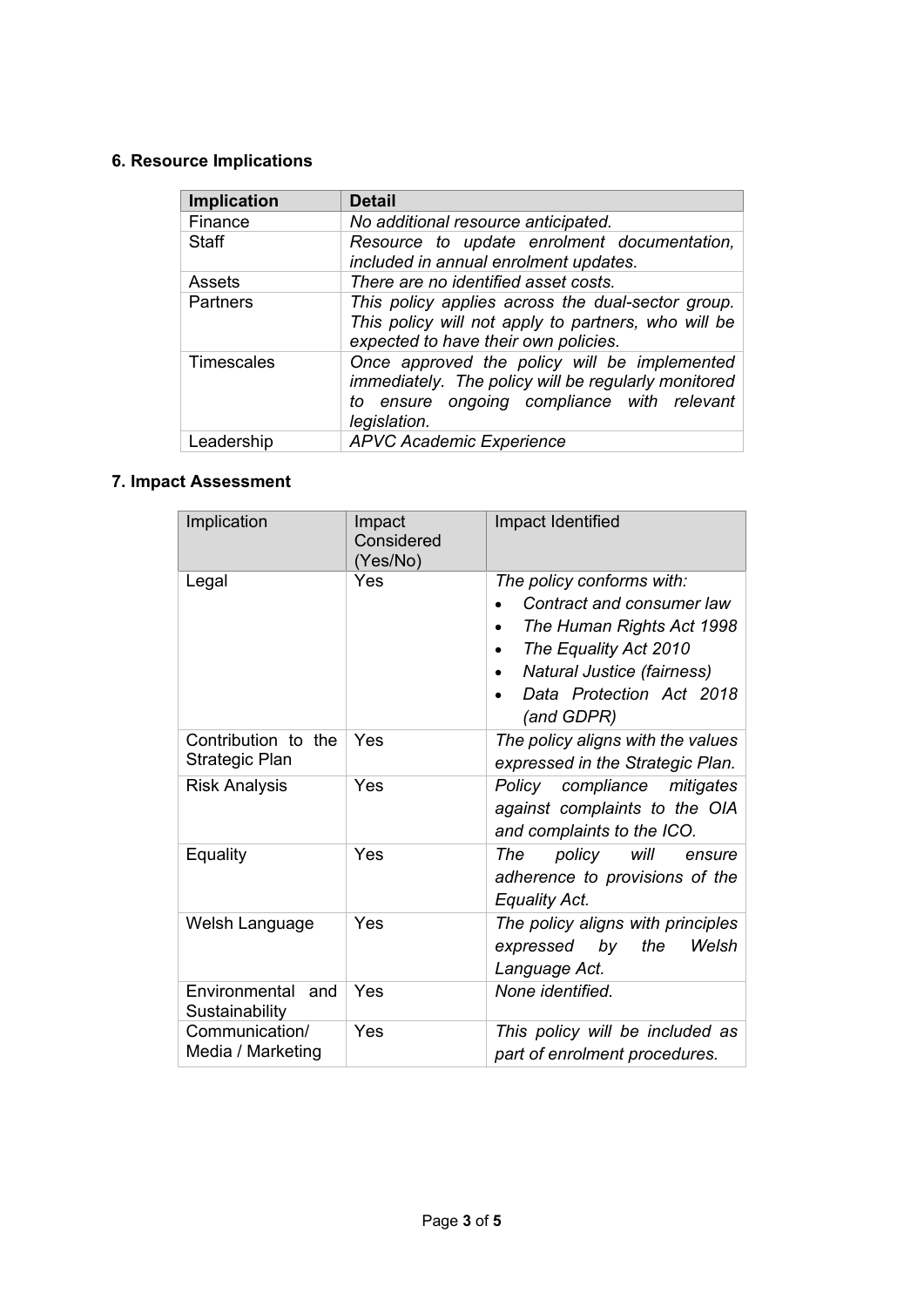## 6. Resource Implications

| Implication | Detail |
|---|---|
| Finance | *No additional resource anticipated.* |
| Staff | *Resource to update enrolment documentation, included in annual enrolment updates.* |
| Assets | *There are no identified asset costs.* |
| Partners | *This policy applies across the dual-sector group. This policy will not apply to partners, who will be expected to have their own policies.* |
| Timescales | *Once approved the policy will be implemented immediately. The policy will be regularly monitored to ensure ongoing compliance with relevant legislation.* |
| Leadership | *APVC Academic Experience* |

## 7. Impact Assessment

| Implication | Impact Considered (Yes/No) | Impact Identified |
|---|---|---|
| Legal | Yes | *The policy conforms with:* <br> • *Contract and consumer law* <br> • *The Human Rights Act 1998* <br> • *The Equality Act 2010* <br> • *Natural Justice (fairness)* <br> • *Data Protection Act 2018 (and GDPR)* |
| Contribution to the Strategic Plan | Yes | *The policy aligns with the values expressed in the Strategic Plan.* |
| Risk Analysis | Yes | *Policy compliance mitigates against complaints to the OIA and complaints to the ICO.* |
| Equality | Yes | *The policy will ensure adherence to provisions of the Equality Act.* |
| Welsh Language | Yes | *The policy aligns with principles expressed by the Welsh Language Act.* |
| Environmental and Sustainability | Yes | *None identified.* |
| Communication/ Media / Marketing | Yes | *This policy will be included as part of enrolment procedures.* |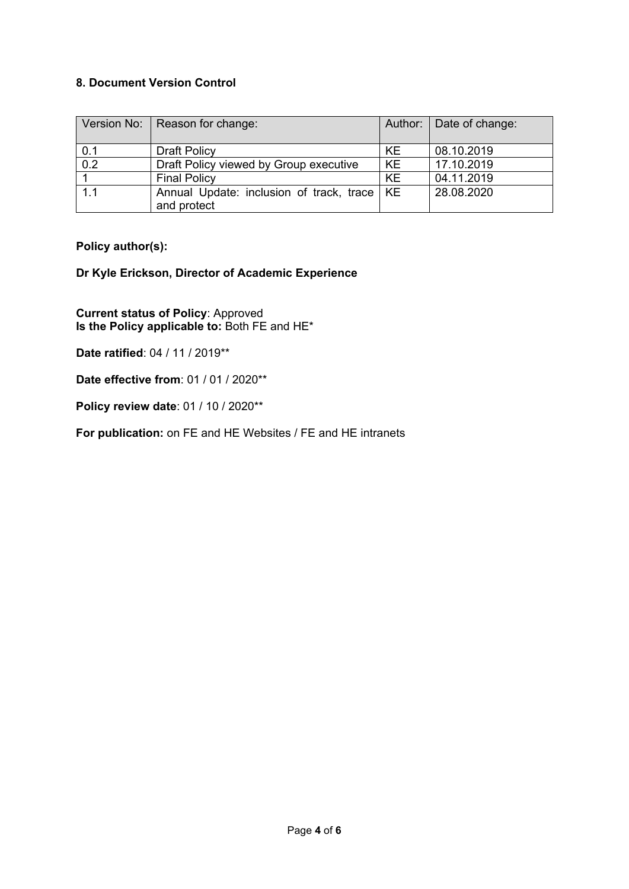## 8. Document Version Control

| Version No: | Reason for change: | Author: | Date of change: |
|---|---|---|---|
| 0.1 | Draft Policy | KE | 08.10.2019 |
| 0.2 | Draft Policy viewed by Group executive | KE | 17.10.2019 |
| 1 | Final Policy | KE | 04.11.2019 |
| 1.1 | Annual Update: inclusion of track, trace and protect | KE | 28.08.2020 |

**Policy author(s):**

**Dr Kyle Erickson, Director of Academic Experience**

**Current status of Policy**: Approved
**Is the Policy applicable to:** Both FE and HE*

**Date ratified**: 04 / 11 / 2019**

**Date effective from**: 01 / 01 / 2020**

**Policy review date**: 01 / 10 / 2020**

**For publication:** on FE and HE Websites / FE and HE intranets